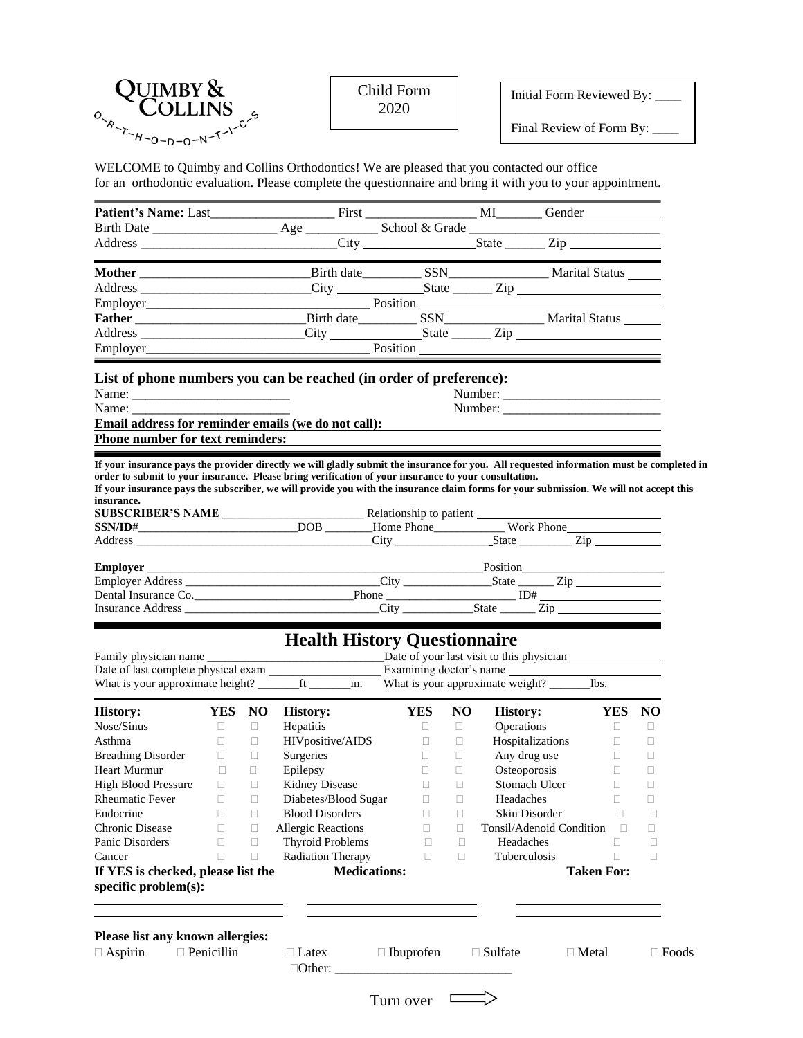QUIMBY & COLLINS
O-R-T-H-O-D-O-N-T-I-C-S

Child Form
2020

Initial Form Reviewed By: ____

Final Review of Form By: ____

WELCOME to Quimby and Collins Orthodontics! We are pleased that you contacted our office for an orthodontic evaluation. Please complete the questionnaire and bring it with you to your appointment.

---

**Patient's Name:** Last__________________ First ________________ MI_______ Gender ___________
Birth Date __________________ Age ___________ School & Grade ____________________________
Address _____________________________City _________________State ______ Zip ______________

---

**Mother** _________________________Birth date_________ SSN_______________ Marital Status _____
Address __________________________City _____________State ______ Zip ______________________
Employer__________________________________ Position _________________________________
**Father** _________________________Birth date_________ SSN_______________ Marital Status ______
Address _________________________City ______________State ______ Zip ______________________
Employer__________________________________ Position _________________________________

---

**List of phone numbers you can be reached (in order of preference):**
Name: ________________________ Number: ________________________
Name: ________________________ Number: ________________________
**Email address for reminder emails (we do not call):** ________________________________
**Phone number for text reminders:** ________________________________

---

**If your insurance pays the provider directly we will gladly submit the insurance for you. All requested information must be completed in order to submit to your insurance. Please bring verification of your insurance to your consultation.**
**If your insurance pays the subscriber, we will provide you with the insurance claim forms for your submission. We will not accept this insurance.**

**SUBSCRIBER'S NAME** ________________________ Relationship to patient ______________________________
**SSN/ID**#___________________________DOB ________Home Phone___________ Work Phone________________
Address ________________________________________City ________________State _________ Zip ___________

**Employer** _______________________________________________________Position_________________________
Employer Address _________________________________City _______________State ______ Zip ______________
Dental Insurance Co.___________________________Phone ______________________ ID# ____________________
Insurance Address _________________________________City ____________State ______ Zip _________________

---

## Health History Questionnaire

Family physician name ______________________________Date of your last visit to this physician _______________
Date of last complete physical exam __________________ Examining doctor's name _________________________
What is your approximate height? _______ft _______in. What is your approximate weight? _______lbs.

| History: | YES | NO | History: | YES | NO | History: | YES | NO |
|---|---|---|---|---|---|---|---|---|
| Nose/Sinus | ☐ | ☐ | Hepatitis | ☐ | ☐ | Operations | ☐ | ☐ |
| Asthma | ☐ | ☐ | HIVpositive/AIDS | ☐ | ☐ | Hospitalizations | ☐ | ☐ |
| Breathing Disorder | ☐ | ☐ | Surgeries | ☐ | ☐ | Any drug use | ☐ | ☐ |
| Heart Murmur | ☐ | ☐ | Epilepsy | ☐ | ☐ | Osteoporosis | ☐ | ☐ |
| High Blood Pressure | ☐ | ☐ | Kidney Disease | ☐ | ☐ | Stomach Ulcer | ☐ | ☐ |
| Rheumatic Fever | ☐ | ☐ | Diabetes/Blood Sugar | ☐ | ☐ | Headaches | ☐ | ☐ |
| Endocrine | ☐ | ☐ | Blood Disorders | ☐ | ☐ | Skin Disorder | ☐ | ☐ |
| Chronic Disease | ☐ | ☐ | Allergic Reactions | ☐ | ☐ | Tonsil/Adenoid Condition | ☐ | ☐ |
| Panic Disorders | ☐ | ☐ | Thyroid Problems | ☐ | ☐ | Headaches | ☐ | ☐ |
| Cancer | ☐ | ☐ | Radiation Therapy | ☐ | ☐ | Tuberculosis | ☐ | ☐ |

**If YES is checked, please list the specific problem(s):** **Medications:** **Taken For:**

______________________________ ______________________________ ______________________________
______________________________ ______________________________ ______________________________

**Please list any known allergies:**
☐ Aspirin ☐ Penicillin ☐ Latex ☐ Ibuprofen ☐ Sulfate ☐ Metal ☐ Foods
☐Other: ___________________________

Turn over ⇨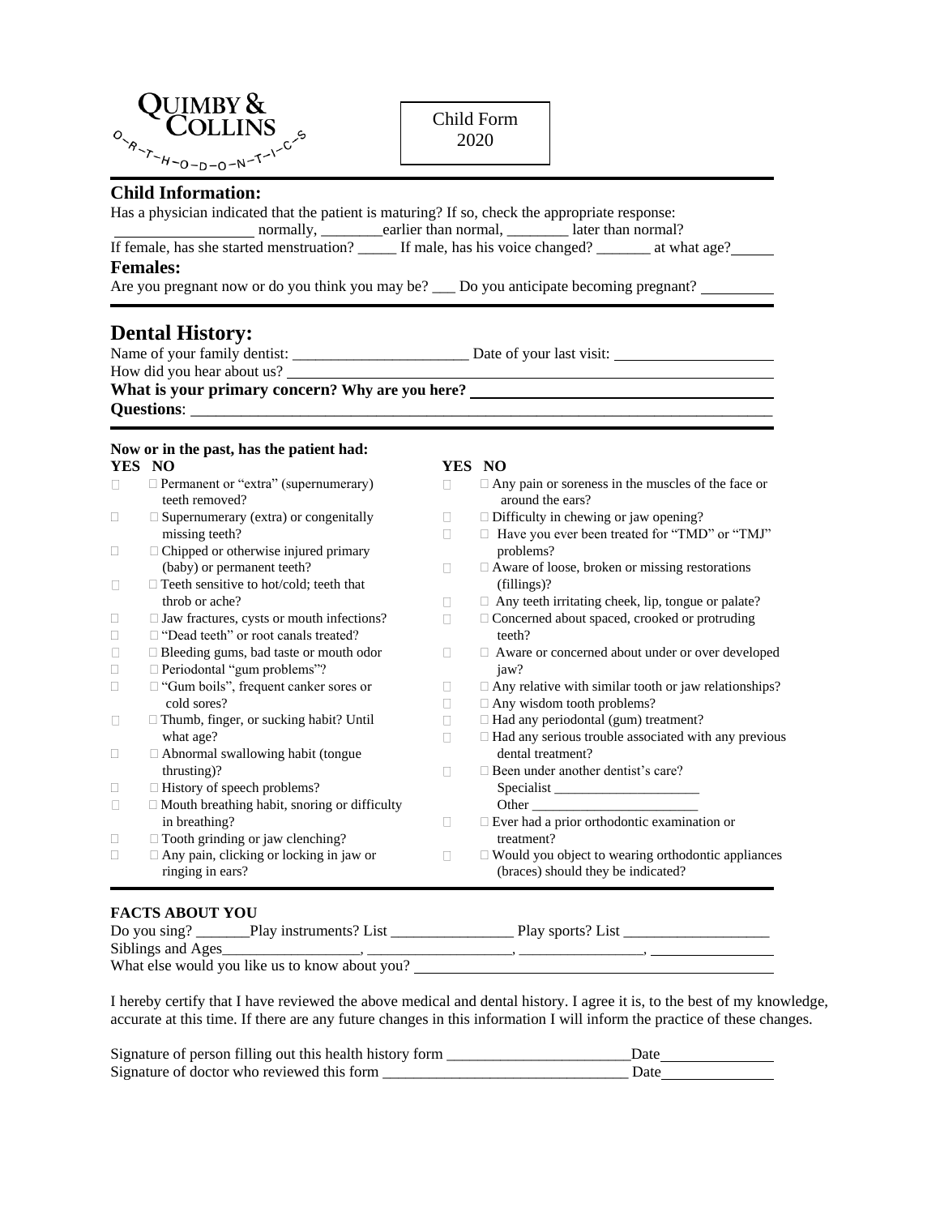QUIMBY & COLLINS
O-R-T-H-O-D-O-N-T-I-C-S

Child Form
2020

## Child Information:

Has a physician indicated that the patient is maturing? If so, check the appropriate response:
__________________ normally, ________earlier than normal, ________ later than normal?
If female, has she started menstruation? _____ If male, has his voice changed? _______ at what age? ______

## Females:

Are you pregnant now or do you think you may be? ___ Do you anticipate becoming pregnant? __________

## Dental History:

Name of your family dentist: ______________________ Date of your last visit: ____________________
How did you hear about us? ____________________________________________________________
**What is your primary concern? Why are you here?** ____________________________________
**Questions**: ______________________________________________________________________

### Now or in the past, has the patient had:

| YES | NO | |
|---|---|---|
| ☐ | ☐ | Permanent or "extra" (supernumerary) teeth removed? |
| ☐ | ☐ | Supernumerary (extra) or congenitally missing teeth? |
| ☐ | ☐ | Chipped or otherwise injured primary (baby) or permanent teeth? |
| ☐ | ☐ | Teeth sensitive to hot/cold; teeth that throb or ache? |
| ☐ | ☐ | Jaw fractures, cysts or mouth infections? |
| ☐ | ☐ | "Dead teeth" or root canals treated? |
| ☐ | ☐ | Bleeding gums, bad taste or mouth odor |
| ☐ | ☐ | Periodontal "gum problems"? |
| ☐ | ☐ | "Gum boils", frequent canker sores or cold sores? |
| ☐ | ☐ | Thumb, finger, or sucking habit? Until what age? |
| ☐ | ☐ | Abnormal swallowing habit (tongue thrusting)? |
| ☐ | ☐ | History of speech problems? |
| ☐ | ☐ | Mouth breathing habit, snoring or difficulty in breathing? |
| ☐ | ☐ | Tooth grinding or jaw clenching? |
| ☐ | ☐ | Any pain, clicking or locking in jaw or ringing in ears? |
| ☐ | ☐ | Any pain or soreness in the muscles of the face or around the ears? |
| ☐ | ☐ | Difficulty in chewing or jaw opening? |
| ☐ | ☐ | Have you ever been treated for "TMD" or "TMJ" problems? |
| ☐ | ☐ | Aware of loose, broken or missing restorations (fillings)? |
| ☐ | ☐ | Any teeth irritating cheek, lip, tongue or palate? |
| ☐ | ☐ | Concerned about spaced, crooked or protruding teeth? |
| ☐ | ☐ | Aware or concerned about under or over developed jaw? |
| ☐ | ☐ | Any relative with similar tooth or jaw relationships? |
| ☐ | ☐ | Any wisdom tooth problems? |
| ☐ | ☐ | Had any periodontal (gum) treatment? |
| ☐ | ☐ | Had any serious trouble associated with any previous dental treatment? |
| ☐ | ☐ | Been under another dentist's care? Specialist ____________________ Other ________________________ |
| ☐ | ☐ | Ever had a prior orthodontic examination or treatment? |
| ☐ | ☐ | Would you object to wearing orthodontic appliances (braces) should they be indicated? |

### FACTS ABOUT YOU

Do you sing? _______Play instruments? List ________________ Play sports? List ___________________
Siblings and Ages__________________, ___________________, ________________, ________________
What else would you like us to know about you? ___________________________________________

I hereby certify that I have reviewed the above medical and dental history. I agree it is, to the best of my knowledge, accurate at this time. If there are any future changes in this information I will inform the practice of these changes.

Signature of person filling out this health history form ________________________Date______________
Signature of doctor who reviewed this form _______________________________ Date______________